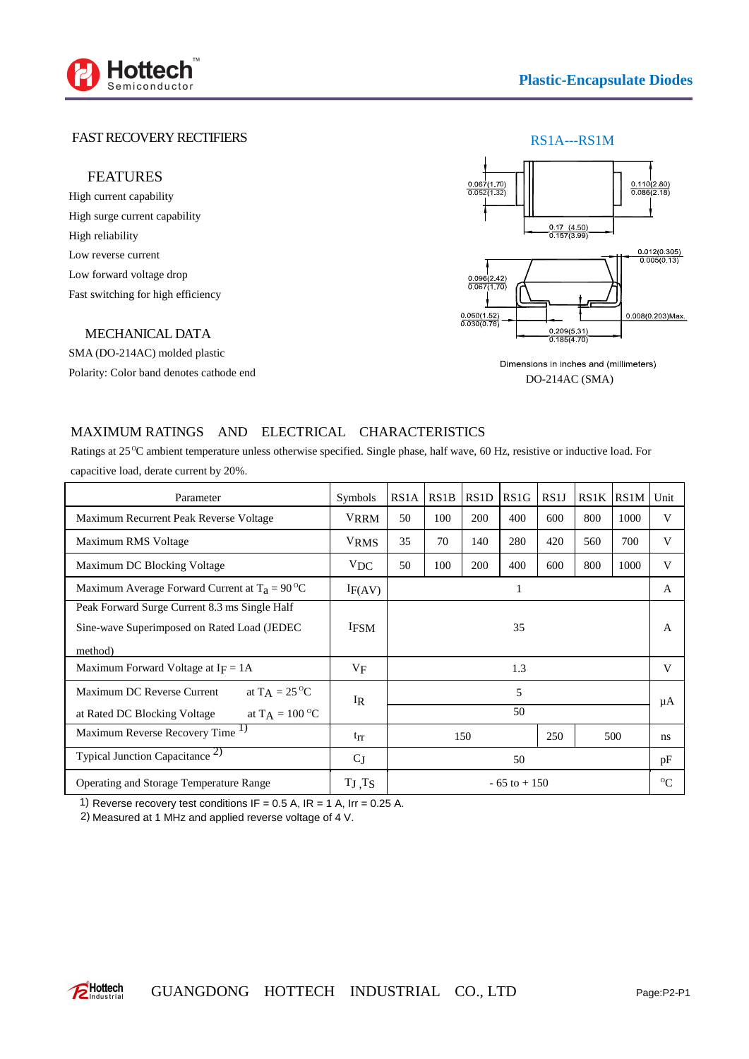Plastic-Encapsulate Diodes

## FAST RECOVERY RECTIFIERS

RS1A---RS1M

### FEATURES

High current capability

High surge current capability

High reliability

Low reverse current

Low forward voltage drop

Fast switching for high efficiency

### MECHANICAL DATA

SMA (DO-214AC) molded plastic

Polarity: Color band denotes cathode end

0.067(1.70) 0.052(1.32)

0.110(2.80) 0.086(2.18)

0.17 (4.50) 0.157(3.99)

0.012(0.305) 0.005(0.13)

0.096(2.42) 0.067(1.70)

0.060(1.52) 0.030(0.76)

0.008(0.203)Max.

0.209(5.31) 0.185(4.70)

Dimensions in inches and (millimeters)

DO-214AC (SMA)

## MAXIMUM RATINGS AND ELECTRICAL CHARACTERISTICS

Ratings at 25°C ambient temperature unless otherwise specified. Single phase, half wave, 60 Hz, resistive or inductive load. For capacitive load, derate current by 20%.

| Parameter | Symbols | RS1A | RS1B | RS1D | RS1G | RS1J | RS1K | RS1M | Unit |
|---|---|---|---|---|---|---|---|---|---|
| Maximum Recurrent Peak Reverse Voltage | $V_{RRM}$ | 50 | 100 | 200 | 400 | 600 | 800 | 1000 | V |
| Maximum RMS Voltage | $V_{RMS}$ | 35 | 70 | 140 | 280 | 420 | 560 | 700 | V |
| Maximum DC Blocking Voltage | $V_{DC}$ | 50 | 100 | 200 | 400 | 600 | 800 | 1000 | V |
| Maximum Average Forward Current at $T_a$ = 90 °C | $I_{F(AV)}$ | 1 | | | | | | | A |
| Peak Forward Surge Current 8.3 ms Single Half Sine-wave Superimposed on Rated Load (JEDEC method) | $I_{FSM}$ | 35 | | | | | | | A |
| Maximum Forward Voltage at $I_F$ = 1A | $V_F$ | 1.3 | | | | | | | V |
| Maximum DC Reverse Current at Rated DC Blocking Voltage at $T_A$ = 25 °C | $I_R$ | 5 | | | | | | | μA |
| Maximum DC Reverse Current at Rated DC Blocking Voltage at $T_A$ = 100 °C | $I_R$ | 50 | | | | | | | μA |
| Maximum Reverse Recovery Time [1] | $t_{rr}$ | 150 | | | | 250 | 500 | | ns |
| Typical Junction Capacitance [2] | $C_J$ | 50 | | | | | | | pF |
| Operating and Storage Temperature Range | $T_J$ ,$T_S$ | - 65 to + 150 | | | | | | | °C |

1) Reverse recovery test conditions IF = 0.5 A, IR = 1 A, Irr = 0.25 A.

2) Measured at 1 MHz and applied reverse voltage of 4 V.

GUANGDONG HOTTECH INDUSTRIAL CO., LTD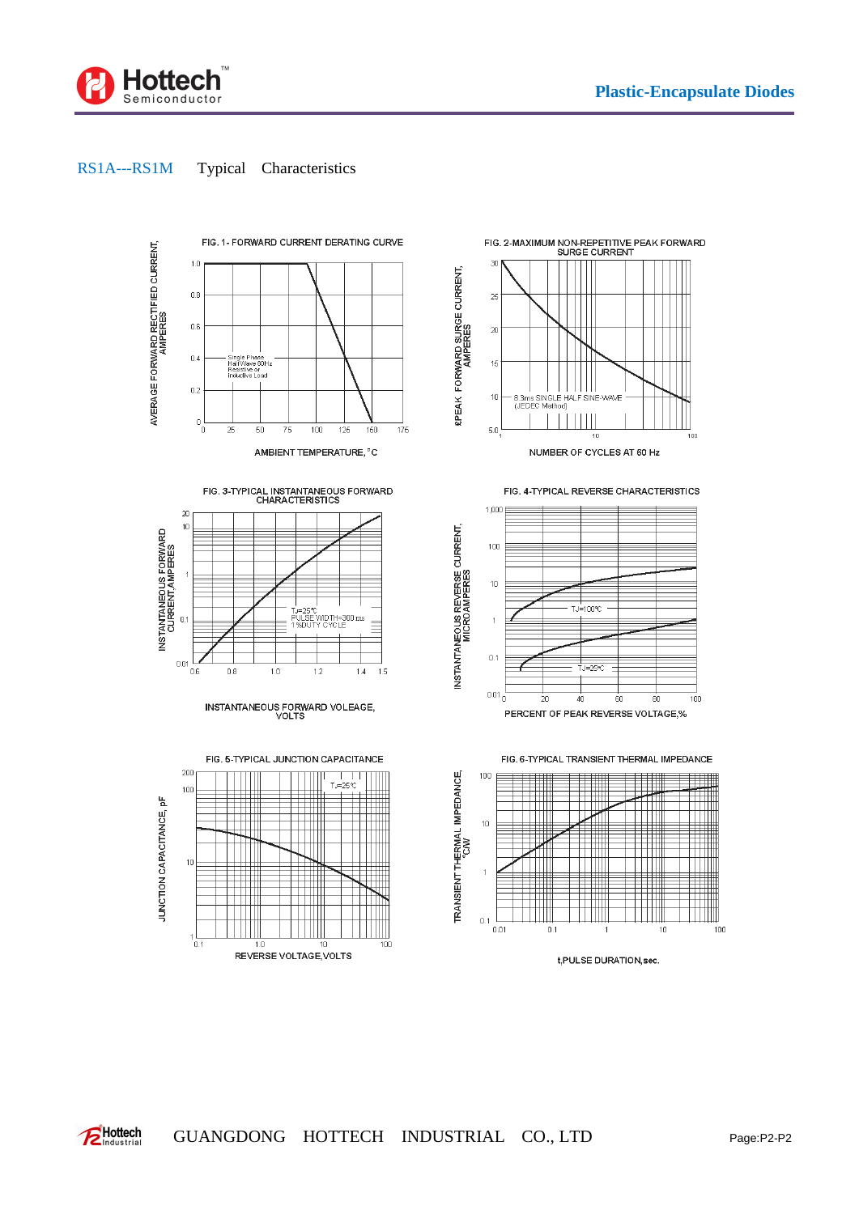## RS1A---RS1M Typical Characteristics

FIG. 1- FORWARD CURRENT DERATING CURVE

AVERAGE FORWARD RECTIFIED CURRENT, AMPERES

1.0
0.8
0.6
0.4
0.2
0

Single Phase
Half Wave 60Hz
Resistive or
Inductive Load

0 25 50 75 100 125 150 175

AMBIENT TEMPERATURE, °C

FIG. 2-MAXIMUM NON-REPETITIVE PEAK FORWARD SURGE CURRENT

PEAK FORWARD SURGE CURRENT, AMPERES

30
25
20
15
10
5.0

8.3ms SINGLE HALF SINE-WAVE
(JEDEC Method)

1 10 100

NUMBER OF CYCLES AT 60 Hz

FIG. 3-TYPICAL INSTANTANEOUS FORWARD CHARACTERISTICS

INSTANTANEOUS FORWARD CURRENT,AMPERES

20
10
1
0.1
0.01

TJ=25°C
PULSE WIDTH=300 ms
1%DUTY CYCLE

0.6 0.8 1.0 1.2 1.4 1.5

INSTANTANEOUS FORWARD VOLEAGE, VOLTS

FIG. 4-TYPICAL REVERSE CHARACTERISTICS

INSTANTANEOUS REVERSE CURRENT, MICROAMPERES

1,000
100
10
1
0.1
0.01

TJ=100°C
TJ=25°C

0 20 40 60 80 100

PERCENT OF PEAK REVERSE VOLTAGE,%

FIG. 5-TYPICAL JUNCTION CAPACITANCE

JUNCTION CAPACITANCE, pF

200
100
10
1

TJ=25°C

0.1 1.0 10 100

REVERSE VOLTAGE,VOLTS

FIG. 6-TYPICAL TRANSIENT THERMAL IMPEDANCE

TRANSIENT THERMAL IMPEDANCE, °C/W

100
10
1
0.1

0.01 0.1 1 10 100

t,PULSE DURATION,sec.

GUANGDONG HOTTECH INDUSTRIAL CO., LTD